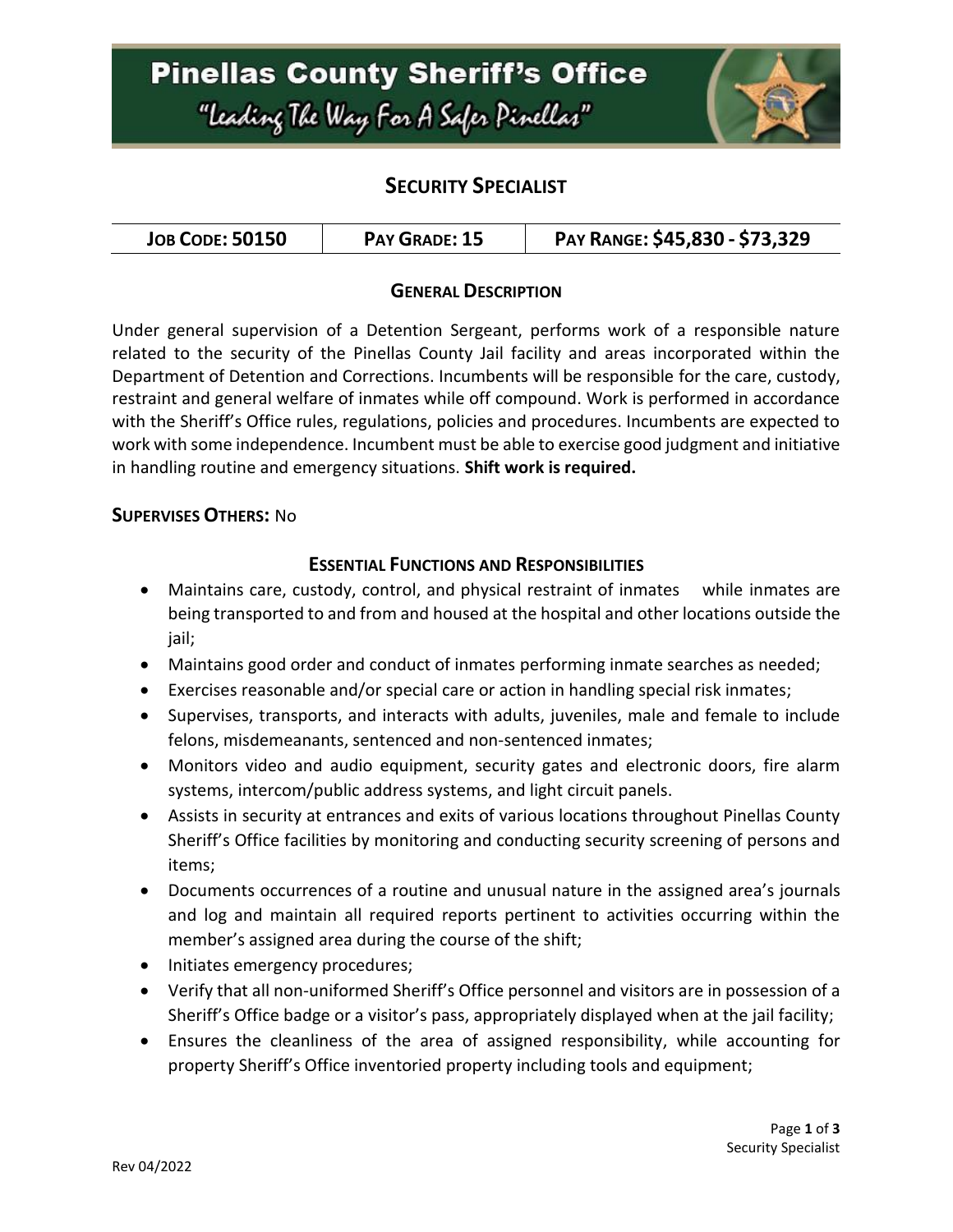# Pinellas County Sheriff's Office

*"Leading The Way For A Safer Pinellas"*

## SECURITY SPECIALIST

| JOB CODE: 50150 | PAY GRADE: 15 | PAY RANGE: $45,830 - $73,329 |
|---|---|---|

### GENERAL DESCRIPTION

Under general supervision of a Detention Sergeant, performs work of a responsible nature related to the security of the Pinellas County Jail facility and areas incorporated within the Department of Detention and Corrections. Incumbents will be responsible for the care, custody, restraint and general welfare of inmates while off compound. Work is performed in accordance with the Sheriff's Office rules, regulations, policies and procedures. Incumbents are expected to work with some independence. Incumbent must be able to exercise good judgment and initiative in handling routine and emergency situations. **Shift work is required.**

**SUPERVISES OTHERS:** No

### ESSENTIAL FUNCTIONS AND RESPONSIBILITIES

- Maintains care, custody, control, and physical restraint of inmates while inmates are being transported to and from and housed at the hospital and other locations outside the jail;
- Maintains good order and conduct of inmates performing inmate searches as needed;
- Exercises reasonable and/or special care or action in handling special risk inmates;
- Supervises, transports, and interacts with adults, juveniles, male and female to include felons, misdemeanants, sentenced and non-sentenced inmates;
- Monitors video and audio equipment, security gates and electronic doors, fire alarm systems, intercom/public address systems, and light circuit panels.
- Assists in security at entrances and exits of various locations throughout Pinellas County Sheriff's Office facilities by monitoring and conducting security screening of persons and items;
- Documents occurrences of a routine and unusual nature in the assigned area's journals and log and maintain all required reports pertinent to activities occurring within the member's assigned area during the course of the shift;
- Initiates emergency procedures;
- Verify that all non-uniformed Sheriff's Office personnel and visitors are in possession of a Sheriff's Office badge or a visitor's pass, appropriately displayed when at the jail facility;
- Ensures the cleanliness of the area of assigned responsibility, while accounting for property Sheriff's Office inventoried property including tools and equipment;

Rev 04/2022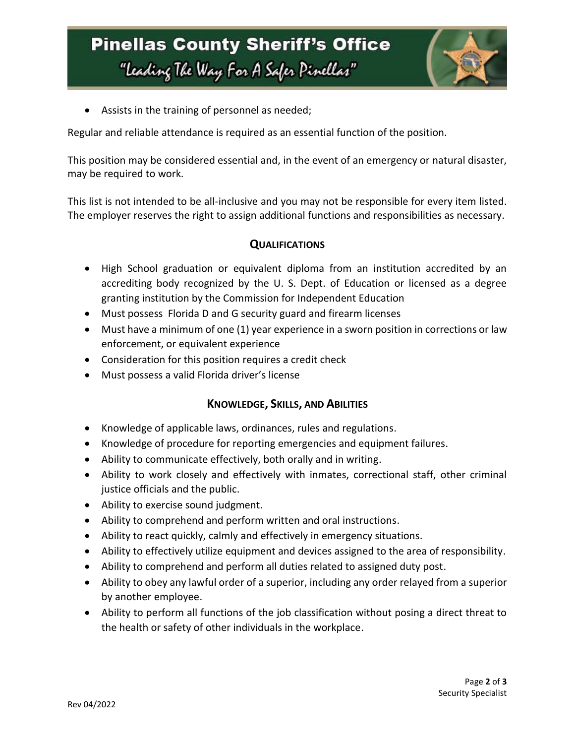- Assists in the training of personnel as needed;

Regular and reliable attendance is required as an essential function of the position.

This position may be considered essential and, in the event of an emergency or natural disaster, may be required to work.

This list is not intended to be all-inclusive and you may not be responsible for every item listed. The employer reserves the right to assign additional functions and responsibilities as necessary.

## QUALIFICATIONS

- High School graduation or equivalent diploma from an institution accredited by an accrediting body recognized by the U. S. Dept. of Education or licensed as a degree granting institution by the Commission for Independent Education
- Must possess Florida D and G security guard and firearm licenses
- Must have a minimum of one (1) year experience in a sworn position in corrections or law enforcement, or equivalent experience
- Consideration for this position requires a credit check
- Must possess a valid Florida driver's license

## KNOWLEDGE, SKILLS, AND ABILITIES

- Knowledge of applicable laws, ordinances, rules and regulations.
- Knowledge of procedure for reporting emergencies and equipment failures.
- Ability to communicate effectively, both orally and in writing.
- Ability to work closely and effectively with inmates, correctional staff, other criminal justice officials and the public.
- Ability to exercise sound judgment.
- Ability to comprehend and perform written and oral instructions.
- Ability to react quickly, calmly and effectively in emergency situations.
- Ability to effectively utilize equipment and devices assigned to the area of responsibility.
- Ability to comprehend and perform all duties related to assigned duty post.
- Ability to obey any lawful order of a superior, including any order relayed from a superior by another employee.
- Ability to perform all functions of the job classification without posing a direct threat to the health or safety of other individuals in the workplace.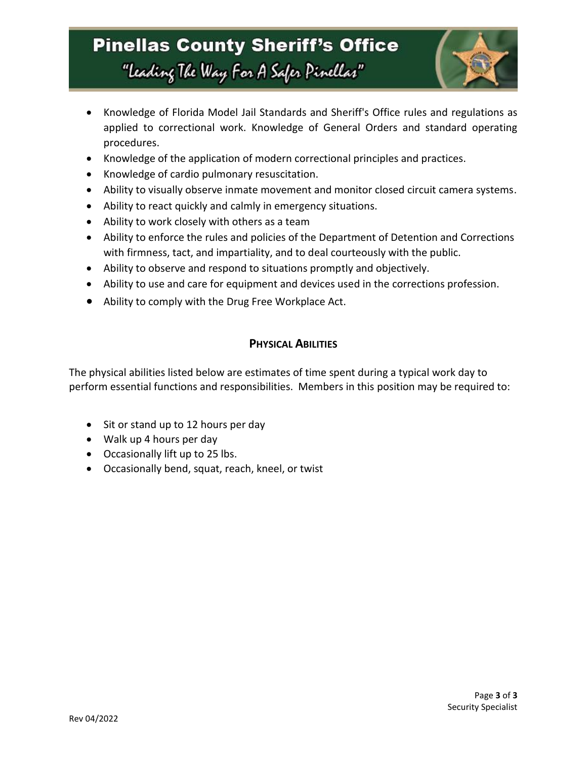- Knowledge of Florida Model Jail Standards and Sheriff's Office rules and regulations as applied to correctional work. Knowledge of General Orders and standard operating procedures.
- Knowledge of the application of modern correctional principles and practices.
- Knowledge of cardio pulmonary resuscitation.
- Ability to visually observe inmate movement and monitor closed circuit camera systems.
- Ability to react quickly and calmly in emergency situations.
- Ability to work closely with others as a team
- Ability to enforce the rules and policies of the Department of Detention and Corrections with firmness, tact, and impartiality, and to deal courteously with the public.
- Ability to observe and respond to situations promptly and objectively.
- Ability to use and care for equipment and devices used in the corrections profession.
- Ability to comply with the Drug Free Workplace Act.

## PHYSICAL ABILITIES

The physical abilities listed below are estimates of time spent during a typical work day to perform essential functions and responsibilities. Members in this position may be required to:

- Sit or stand up to 12 hours per day
- Walk up 4 hours per day
- Occasionally lift up to 25 lbs.
- Occasionally bend, squat, reach, kneel, or twist

Rev 04/2022